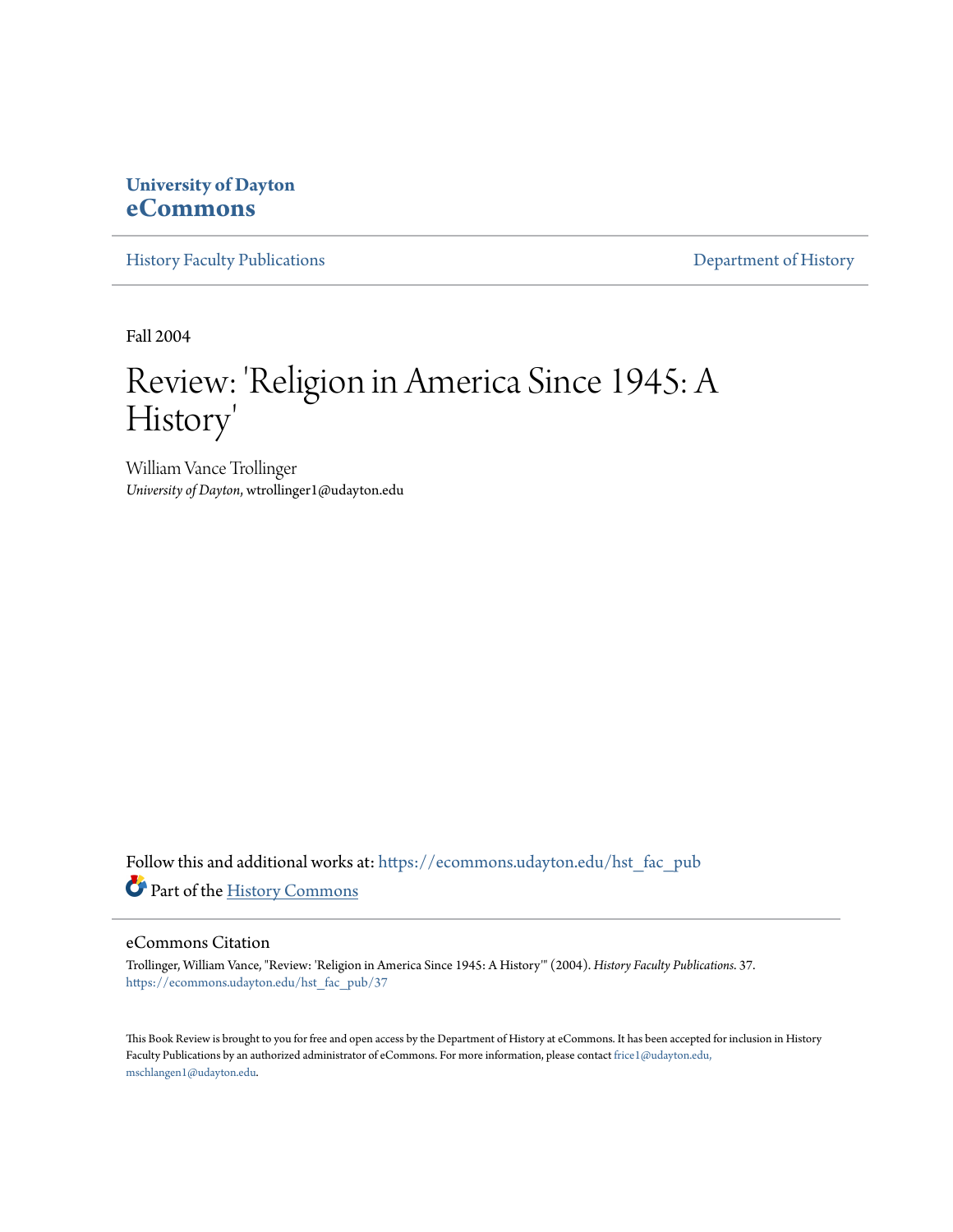University of Dayton
**eCommons**

History Faculty Publications | Department of History

Fall 2004

# Review: 'Religion in America Since 1945: A History'

William Vance Trollinger
*University of Dayton*, wtrollinger1@udayton.edu

Follow this and additional works at: https://ecommons.udayton.edu/hst_fac_pub

Part of the History Commons

## eCommons Citation

Trollinger, William Vance, "Review: 'Religion in America Since 1945: A History'" (2004). *History Faculty Publications*. 37.
https://ecommons.udayton.edu/hst_fac_pub/37

This Book Review is brought to you for free and open access by the Department of History at eCommons. It has been accepted for inclusion in History Faculty Publications by an authorized administrator of eCommons. For more information, please contact frice1@udayton.edu, mschlangen1@udayton.edu.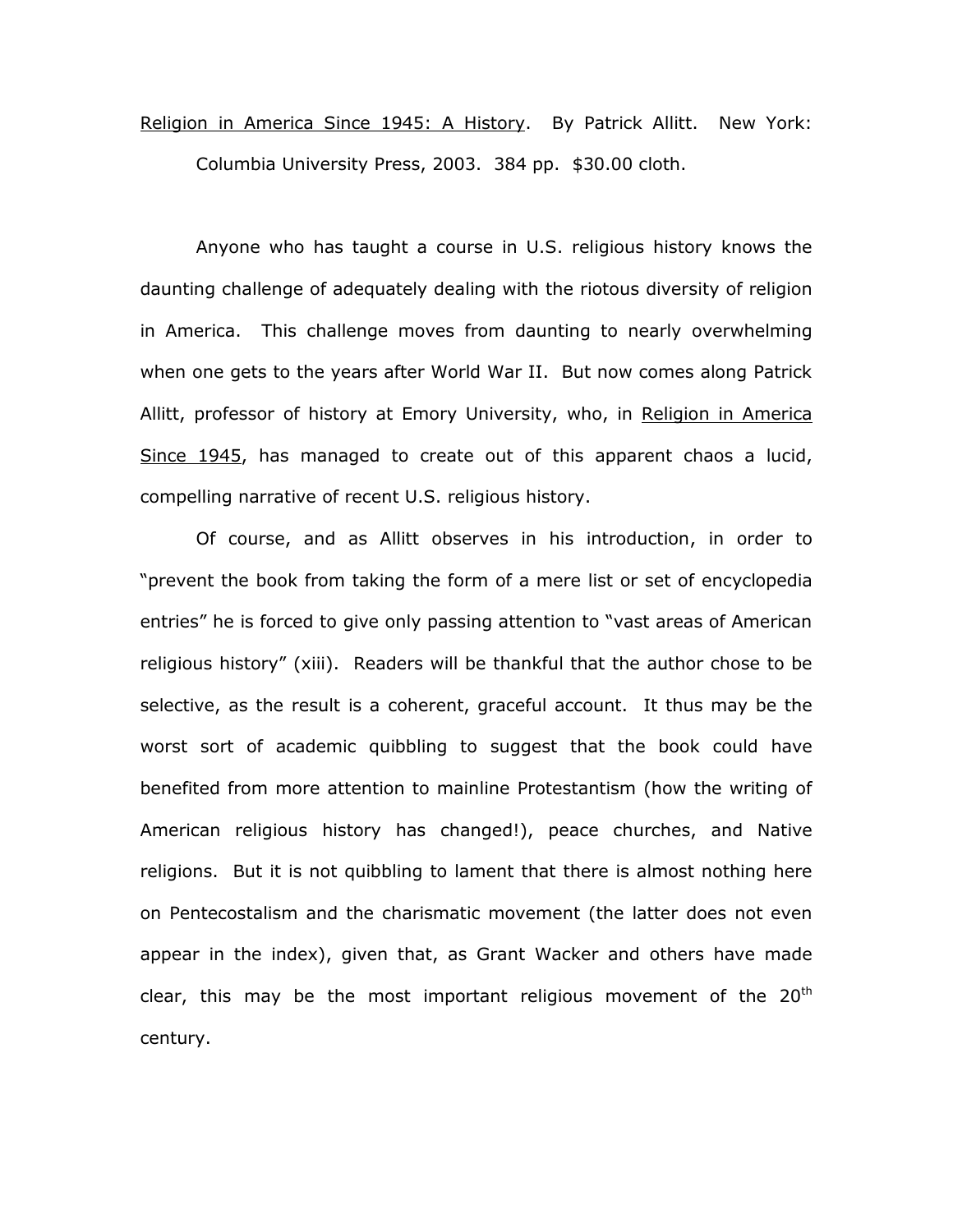Religion in America Since 1945: A History. By Patrick Allitt. New York: Columbia University Press, 2003. 384 pp. $30.00 cloth.

Anyone who has taught a course in U.S. religious history knows the daunting challenge of adequately dealing with the riotous diversity of religion in America. This challenge moves from daunting to nearly overwhelming when one gets to the years after World War II. But now comes along Patrick Allitt, professor of history at Emory University, who, in Religion in America Since 1945, has managed to create out of this apparent chaos a lucid, compelling narrative of recent U.S. religious history.

Of course, and as Allitt observes in his introduction, in order to "prevent the book from taking the form of a mere list or set of encyclopedia entries" he is forced to give only passing attention to "vast areas of American religious history" (xiii). Readers will be thankful that the author chose to be selective, as the result is a coherent, graceful account. It thus may be the worst sort of academic quibbling to suggest that the book could have benefited from more attention to mainline Protestantism (how the writing of American religious history has changed!), peace churches, and Native religions. But it is not quibbling to lament that there is almost nothing here on Pentecostalism and the charismatic movement (the latter does not even appear in the index), given that, as Grant Wacker and others have made clear, this may be the most important religious movement of the 20th century.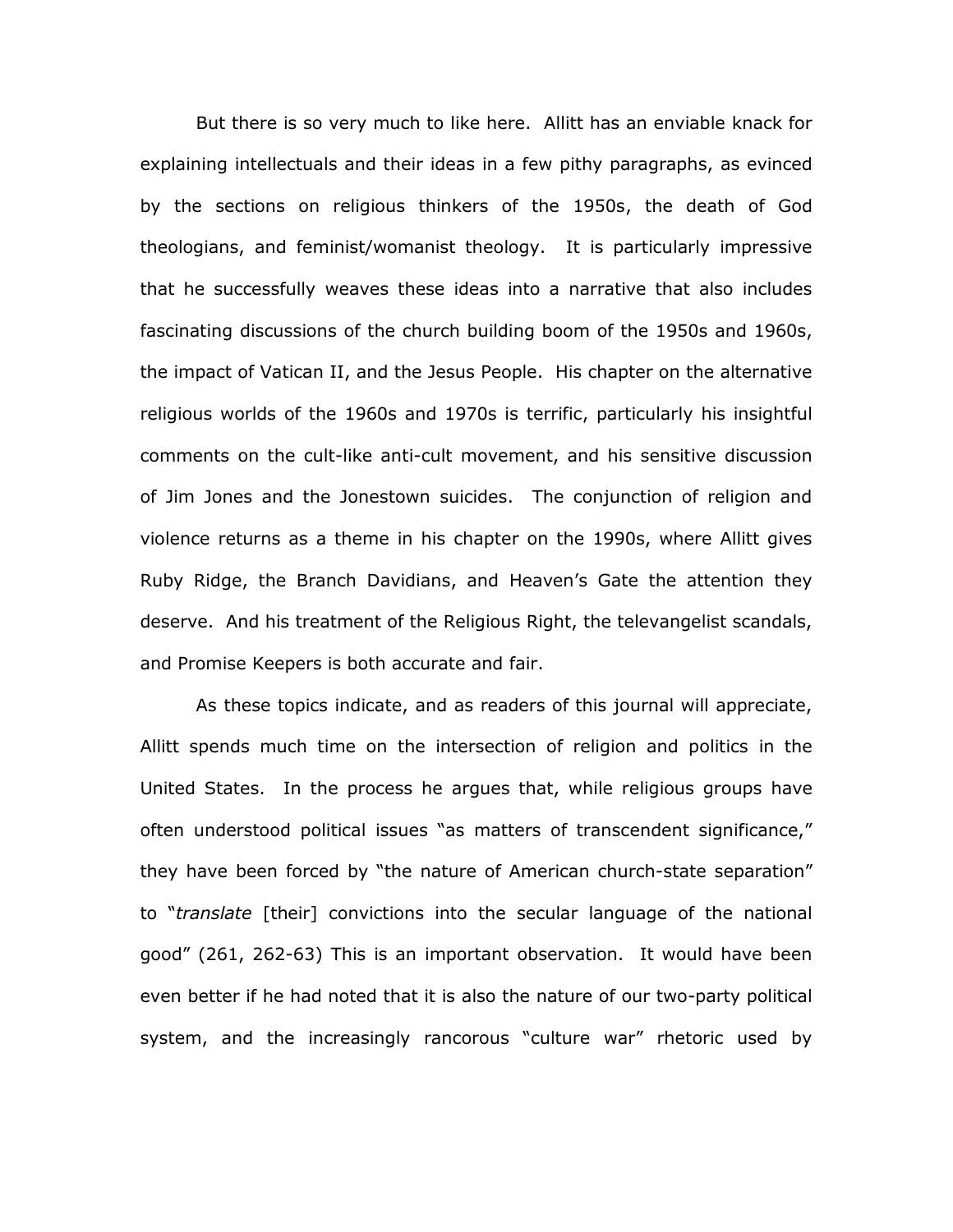But there is so very much to like here. Allitt has an enviable knack for explaining intellectuals and their ideas in a few pithy paragraphs, as evinced by the sections on religious thinkers of the 1950s, the death of God theologians, and feminist/womanist theology. It is particularly impressive that he successfully weaves these ideas into a narrative that also includes fascinating discussions of the church building boom of the 1950s and 1960s, the impact of Vatican II, and the Jesus People. His chapter on the alternative religious worlds of the 1960s and 1970s is terrific, particularly his insightful comments on the cult-like anti-cult movement, and his sensitive discussion of Jim Jones and the Jonestown suicides. The conjunction of religion and violence returns as a theme in his chapter on the 1990s, where Allitt gives Ruby Ridge, the Branch Davidians, and Heaven's Gate the attention they deserve. And his treatment of the Religious Right, the televangelist scandals, and Promise Keepers is both accurate and fair.

As these topics indicate, and as readers of this journal will appreciate, Allitt spends much time on the intersection of religion and politics in the United States. In the process he argues that, while religious groups have often understood political issues "as matters of transcendent significance," they have been forced by "the nature of American church-state separation" to "*translate* [their] convictions into the secular language of the national good" (261, 262-63) This is an important observation. It would have been even better if he had noted that it is also the nature of our two-party political system, and the increasingly rancorous "culture war" rhetoric used by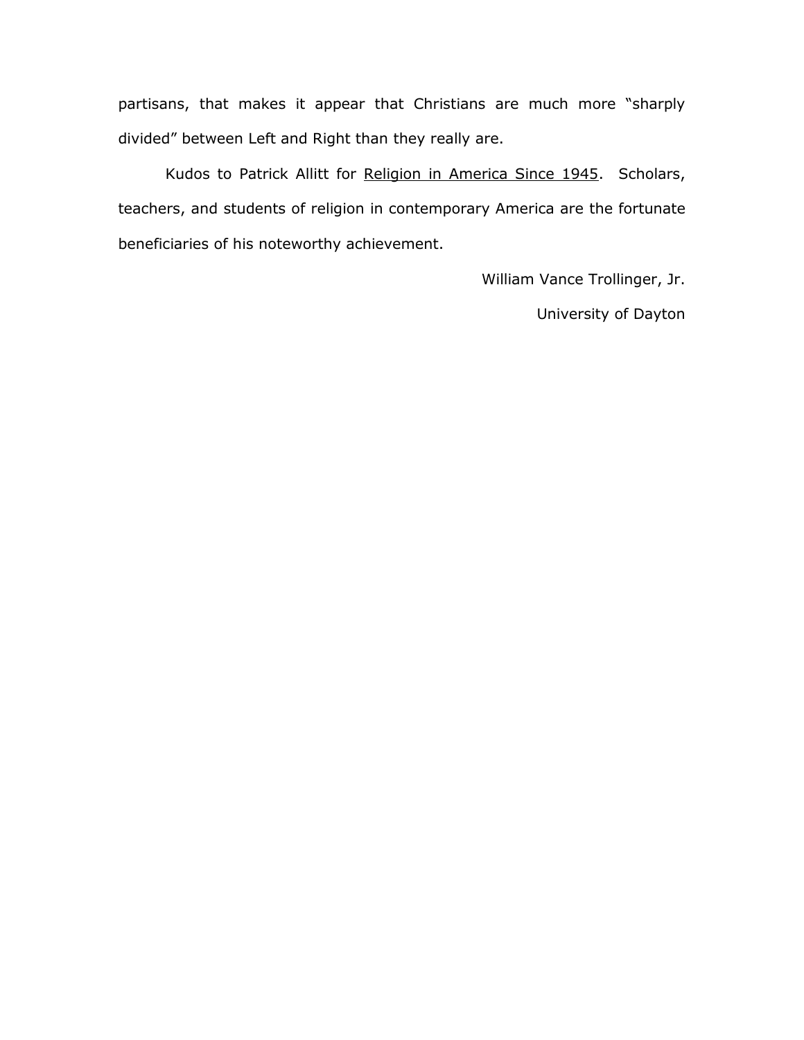partisans, that makes it appear that Christians are much more "sharply divided" between Left and Right than they really are.

Kudos to Patrick Allitt for <u>Religion in America Since 1945</u>. Scholars, teachers, and students of religion in contemporary America are the fortunate beneficiaries of his noteworthy achievement.

William Vance Trollinger, Jr.

University of Dayton